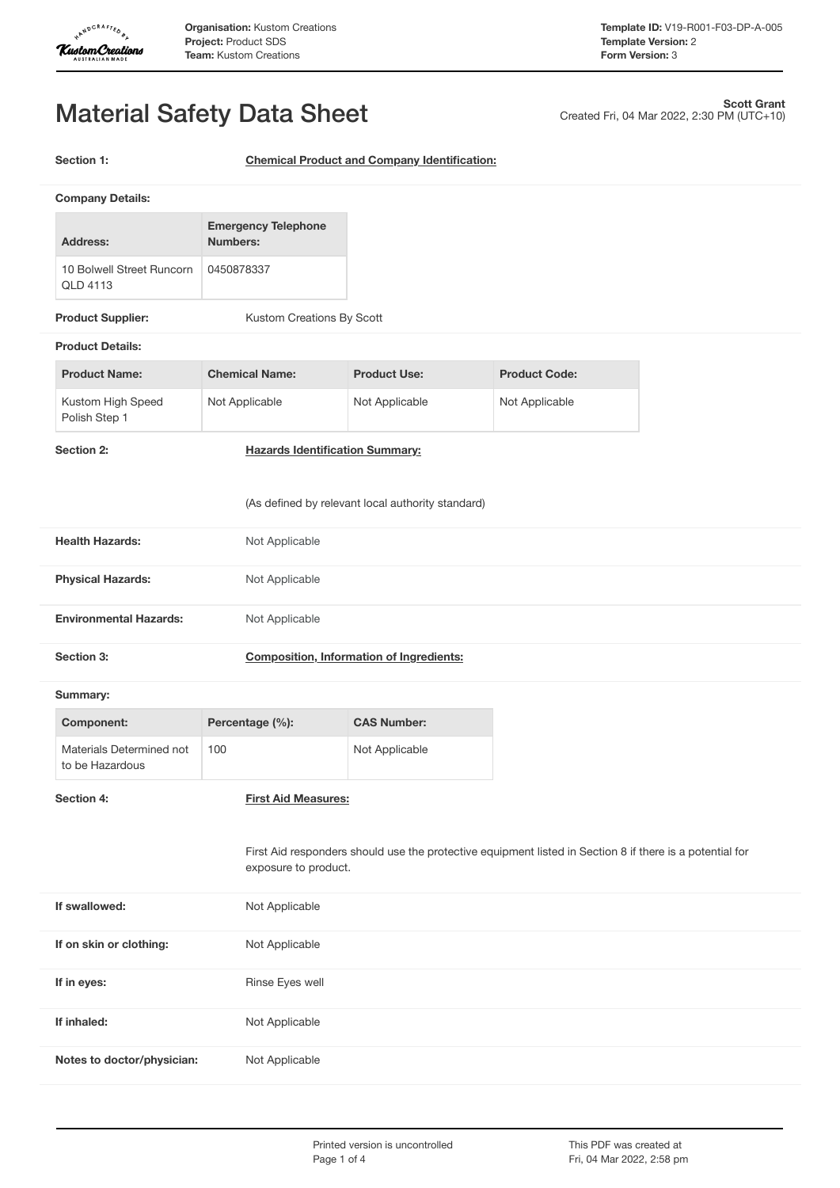# Material Safety Data Sheet

**Scott Grant**
Created Fri, 04 Mar 2022, 2:30 PM (UTC+10)

**Section 1:** **Chemical Product and Company Identification:**

**Company Details:**

| Address: | Emergency Telephone Numbers: |
| --- | --- |
| 10 Bolwell Street Runcorn QLD 4113 | 0450878337 |

**Product Supplier:** Kustom Creations By Scott

**Product Details:**

| Product Name: | Chemical Name: | Product Use: | Product Code: |
| --- | --- | --- | --- |
| Kustom High Speed Polish Step 1 | Not Applicable | Not Applicable | Not Applicable |

**Section 2:** **Hazards Identification Summary:**

(As defined by relevant local authority standard)

**Health Hazards:** Not Applicable

**Physical Hazards:** Not Applicable

**Environmental Hazards:** Not Applicable

**Section 3:** **Composition, Information of Ingredients:**

**Summary:**

| Component: | Percentage (%): | CAS Number: |
| --- | --- | --- |
| Materials Determined not to be Hazardous | 100 | Not Applicable |

**Section 4:** **First Aid Measures:**

First Aid responders should use the protective equipment listed in Section 8 if there is a potential for exposure to product.

**If swallowed:** Not Applicable

**If on skin or clothing:** Not Applicable

**If in eyes:** Rinse Eyes well

**If inhaled:** Not Applicable

**Notes to doctor/physician:** Not Applicable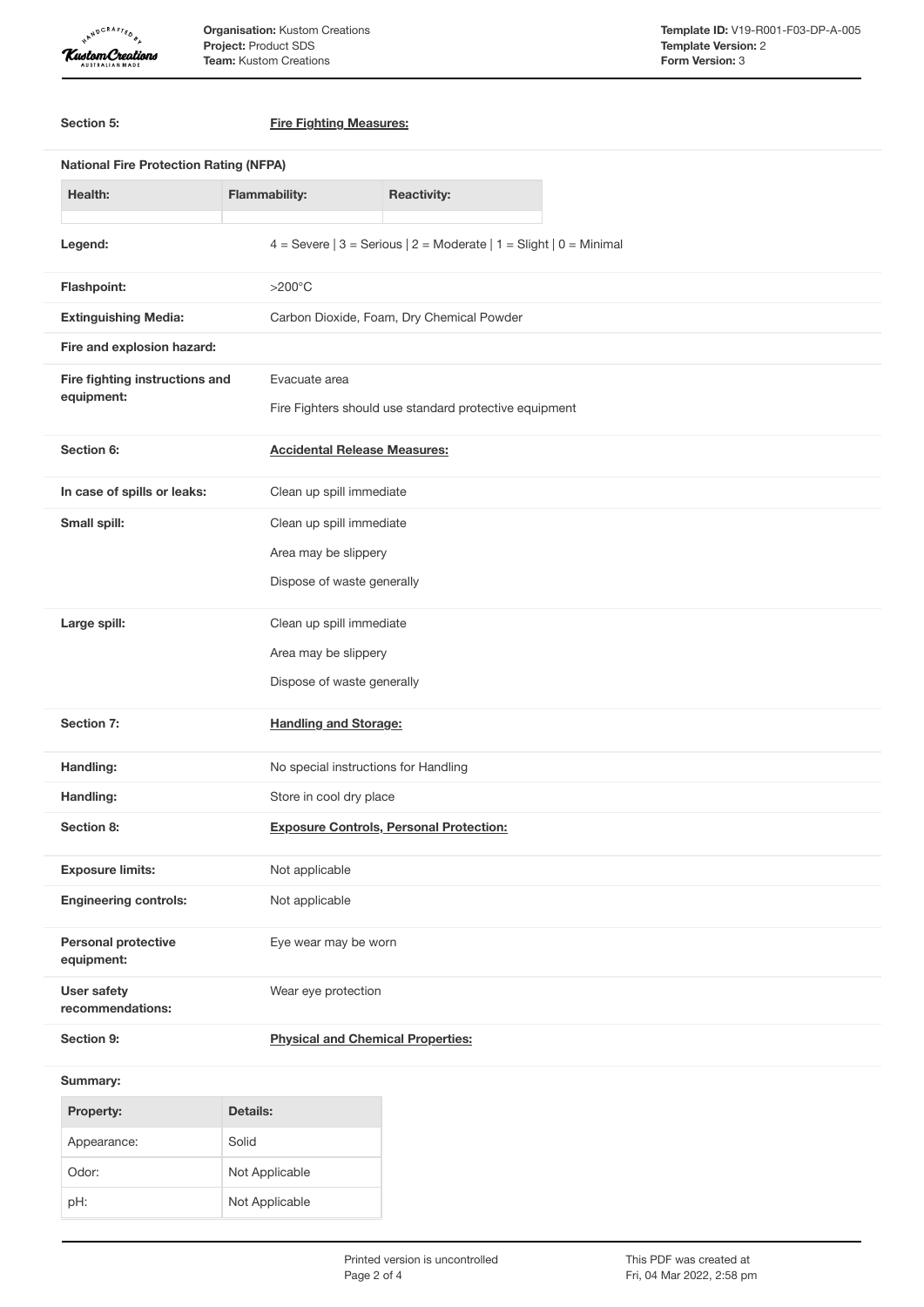**Section 5:** **Fire Fighting Measures:**

**National Fire Protection Rating (NFPA)**

| Health: | Flammability: | Reactivity: |
| --- | --- | --- |
| | | |

**Legend:** 4 = Severe | 3 = Serious | 2 = Moderate | 1 = Slight | 0 = Minimal

**Flashpoint:** >200°C

**Extinguishing Media:** Carbon Dioxide, Foam, Dry Chemical Powder

**Fire and explosion hazard:**

**Fire fighting instructions and equipment:**

Evacuate area

Fire Fighters should use standard protective equipment

**Section 6:** **Accidental Release Measures:**

**In case of spills or leaks:** Clean up spill immediate

**Small spill:**

Clean up spill immediate

Area may be slippery

Dispose of waste generally

**Large spill:**

Clean up spill immediate

Area may be slippery

Dispose of waste generally

**Section 7:** **Handling and Storage:**

**Handling:** No special instructions for Handling

**Handling:** Store in cool dry place

**Section 8:** **Exposure Controls, Personal Protection:**

**Exposure limits:** Not applicable

**Engineering controls:** Not applicable

**Personal protective equipment:** Eye wear may be worn

**User safety recommendations:** Wear eye protection

**Section 9:** **Physical and Chemical Properties:**

**Summary:**

| Property: | Details: |
| --- | --- |
| Appearance: | Solid |
| Odor: | Not Applicable |
| pH: | Not Applicable |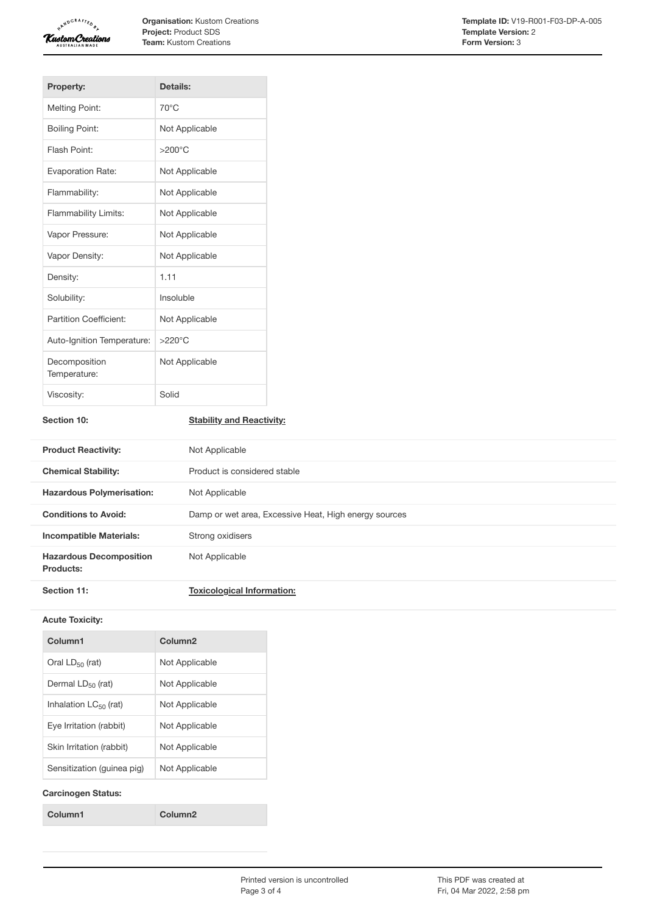| Property: | Details: |
| --- | --- |
| Melting Point: | 70°C |
| Boiling Point: | Not Applicable |
| Flash Point: | >200°C |
| Evaporation Rate: | Not Applicable |
| Flammability: | Not Applicable |
| Flammability Limits: | Not Applicable |
| Vapor Pressure: | Not Applicable |
| Vapor Density: | Not Applicable |
| Density: | 1.11 |
| Solubility: | Insoluble |
| Partition Coefficient: | Not Applicable |
| Auto-Ignition Temperature: | >220°C |
| Decomposition Temperature: | Not Applicable |
| Viscosity: | Solid |

## Section 10: Stability and Reactivity:

| | |
| --- | --- |
| **Product Reactivity:** | Not Applicable |
| **Chemical Stability:** | Product is considered stable |
| **Hazardous Polymerisation:** | Not Applicable |
| **Conditions to Avoid:** | Damp or wet area, Excessive Heat, High energy sources |
| **Incompatible Materials:** | Strong oxidisers |
| **Hazardous Decomposition Products:** | Not Applicable |

## Section 11: Toxicological Information:

**Acute Toxicity:**

| Column1 | Column2 |
| --- | --- |
| Oral $LD_{50}$ (rat) | Not Applicable |
| Dermal $LD_{50}$ (rat) | Not Applicable |
| Inhalation $LC_{50}$ (rat) | Not Applicable |
| Eye Irritation (rabbit) | Not Applicable |
| Skin Irritation (rabbit) | Not Applicable |
| Sensitization (guinea pig) | Not Applicable |

**Carcinogen Status:**

| Column1 | Column2 |
| --- | --- |
| | |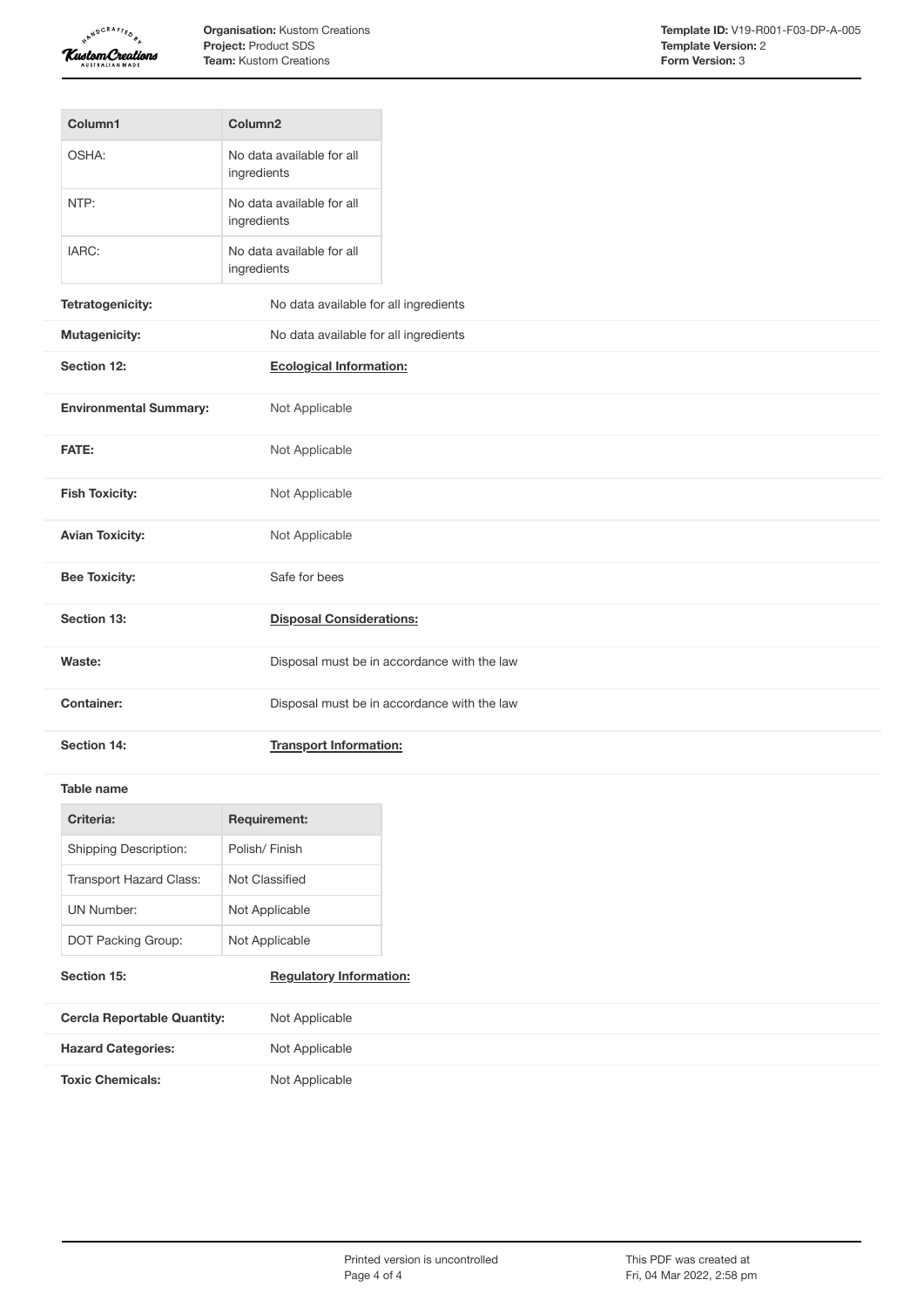| Column1 | Column2 |
|---|---|
| OSHA: | No data available for all ingredients |
| NTP: | No data available for all ingredients |
| IARC: | No data available for all ingredients |

| | |
|---|---|
| **Tetratogenicity:** | No data available for all ingredients |
| **Mutagenicity:** | No data available for all ingredients |
| **Section 12:** | **Ecological Information:** |
| **Environmental Summary:** | Not Applicable |
| **FATE:** | Not Applicable |
| **Fish Toxicity:** | Not Applicable |
| **Avian Toxicity:** | Not Applicable |
| **Bee Toxicity:** | Safe for bees |
| **Section 13:** | **Disposal Considerations:** |
| **Waste:** | Disposal must be in accordance with the law |
| **Container:** | Disposal must be in accordance with the law |
| **Section 14:** | **Transport Information:** |

**Table name**

| Criteria: | Requirement: |
|---|---|
| Shipping Description: | Polish/ Finish |
| Transport Hazard Class: | Not Classified |
| UN Number: | Not Applicable |
| DOT Packing Group: | Not Applicable |

| | |
|---|---|
| **Section 15:** | **Regulatory Information:** |
| **Cercla Reportable Quantity:** | Not Applicable |
| **Hazard Categories:** | Not Applicable |
| **Toxic Chemicals:** | Not Applicable |